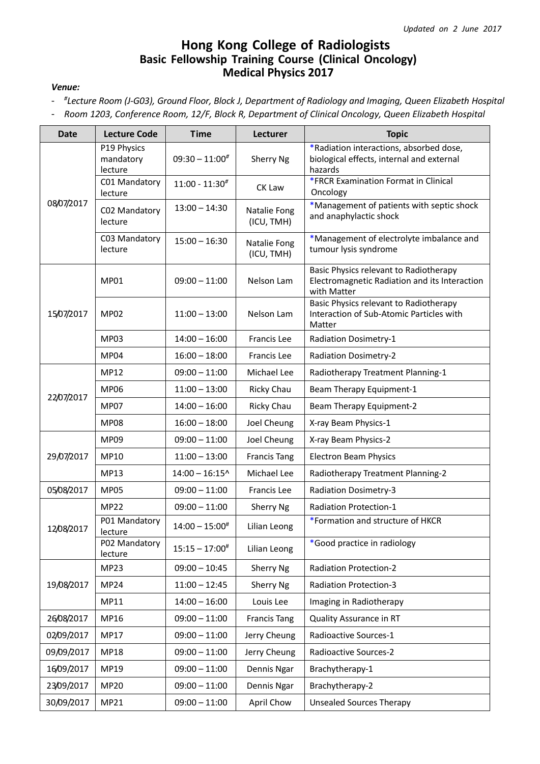*Updated on 2 June 2017*

# Hong Kong College of Radiologists
## Basic Fellowship Training Course (Clinical Oncology)
## Medical Physics 2017

***Venue:***

- *#Lecture Room (J-G03), Ground Floor, Block J, Department of Radiology and Imaging, Queen Elizabeth Hospital*
- *Room 1203, Conference Room, 12/F, Block R, Department of Clinical Oncology, Queen Elizabeth Hospital*

| Date | Lecture Code | Time | Lecturer | Topic |
|---|---|---|---|---|
| 08/07/2017 | P19 Physics mandatory lecture | 09:30 – 11:00# | Sherry Ng | *Radiation interactions, absorbed dose, biological effects, internal and external hazards |
| | C01 Mandatory lecture | 11:00 - 11:30# | CK Law | *FRCR Examination Format in Clinical Oncology |
| | C02 Mandatory lecture | 13:00 – 14:30 | Natalie Fong (ICU, TMH) | *Management of patients with septic shock and anaphylactic shock |
| | C03 Mandatory lecture | 15:00 – 16:30 | Natalie Fong (ICU, TMH) | *Management of electrolyte imbalance and tumour lysis syndrome |
| 15/07/2017 | MP01 | 09:00 – 11:00 | Nelson Lam | Basic Physics relevant to Radiotherapy Electromagnetic Radiation and its Interaction with Matter |
| | MP02 | 11:00 – 13:00 | Nelson Lam | Basic Physics relevant to Radiotherapy Interaction of Sub-Atomic Particles with Matter |
| | MP03 | 14:00 – 16:00 | Francis Lee | Radiation Dosimetry-1 |
| | MP04 | 16:00 – 18:00 | Francis Lee | Radiation Dosimetry-2 |
| 22/07/2017 | MP12 | 09:00 – 11:00 | Michael Lee | Radiotherapy Treatment Planning-1 |
| | MP06 | 11:00 – 13:00 | Ricky Chau | Beam Therapy Equipment-1 |
| | MP07 | 14:00 – 16:00 | Ricky Chau | Beam Therapy Equipment-2 |
| | MP08 | 16:00 – 18:00 | Joel Cheung | X-ray Beam Physics-1 |
| 29/07/2017 | MP09 | 09:00 – 11:00 | Joel Cheung | X-ray Beam Physics-2 |
| | MP10 | 11:00 – 13:00 | Francis Tang | Electron Beam Physics |
| | MP13 | 14:00 – 16:15^ | Michael Lee | Radiotherapy Treatment Planning-2 |
| 05/08/2017 | MP05 | 09:00 – 11:00 | Francis Lee | Radiation Dosimetry-3 |
| 12/08/2017 | MP22 | 09:00 – 11:00 | Sherry Ng | Radiation Protection-1 |
| | P01 Mandatory lecture | 14:00 – 15:00# | Lilian Leong | *Formation and structure of HKCR |
| | P02 Mandatory lecture | 15:15 – 17:00# | Lilian Leong | *Good practice in radiology |
| 19/08/2017 | MP23 | 09:00 – 10:45 | Sherry Ng | Radiation Protection-2 |
| | MP24 | 11:00 – 12:45 | Sherry Ng | Radiation Protection-3 |
| | MP11 | 14:00 – 16:00 | Louis Lee | Imaging in Radiotherapy |
| 26/08/2017 | MP16 | 09:00 – 11:00 | Francis Tang | Quality Assurance in RT |
| 02/09/2017 | MP17 | 09:00 – 11:00 | Jerry Cheung | Radioactive Sources-1 |
| 09/09/2017 | MP18 | 09:00 – 11:00 | Jerry Cheung | Radioactive Sources-2 |
| 16/09/2017 | MP19 | 09:00 – 11:00 | Dennis Ngar | Brachytherapy-1 |
| 23/09/2017 | MP20 | 09:00 – 11:00 | Dennis Ngar | Brachytherapy-2 |
| 30/09/2017 | MP21 | 09:00 – 11:00 | April Chow | Unsealed Sources Therapy |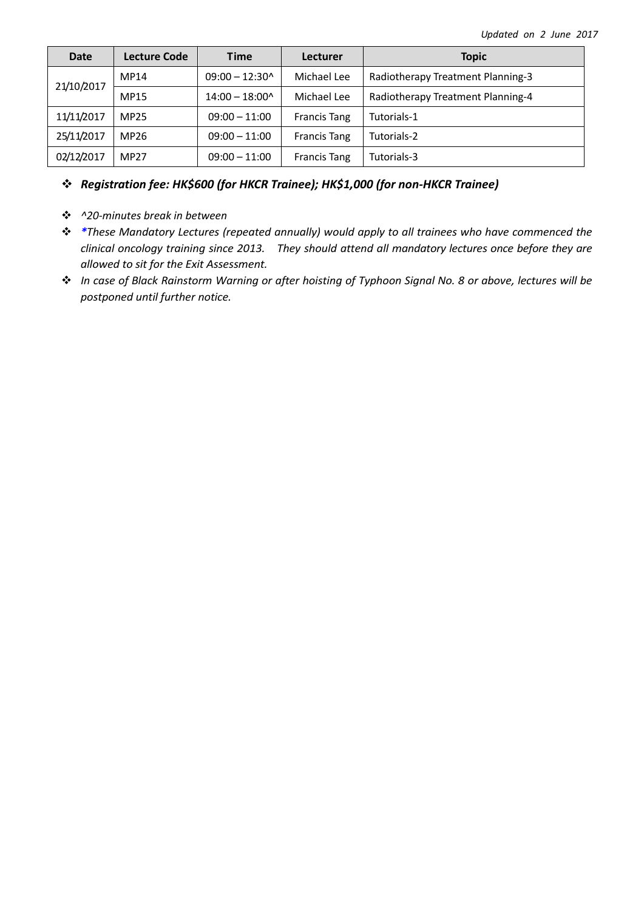*Updated on 2 June 2017*

| Date | Lecture Code | Time | Lecturer | Topic |
| --- | --- | --- | --- | --- |
| 21/10/2017 | MP14 | 09:00 – 12:30^ | Michael Lee | Radiotherapy Treatment Planning-3 |
| | MP15 | 14:00 – 18:00^ | Michael Lee | Radiotherapy Treatment Planning-4 |
| 11/11/2017 | MP25 | 09:00 – 11:00 | Francis Tang | Tutorials-1 |
| 25/11/2017 | MP26 | 09:00 – 11:00 | Francis Tang | Tutorials-2 |
| 02/12/2017 | MP27 | 09:00 – 11:00 | Francis Tang | Tutorials-3 |

- ***Registration fee: HK$600 (for HKCR Trainee); HK$1,000 (for non-HKCR Trainee)***
- *^20-minutes break in between*
- *\*These Mandatory Lectures (repeated annually) would apply to all trainees who have commenced the clinical oncology training since 2013. They should attend all mandatory lectures once before they are allowed to sit for the Exit Assessment.*
- *In case of Black Rainstorm Warning or after hoisting of Typhoon Signal No. 8 or above, lectures will be postponed until further notice.*